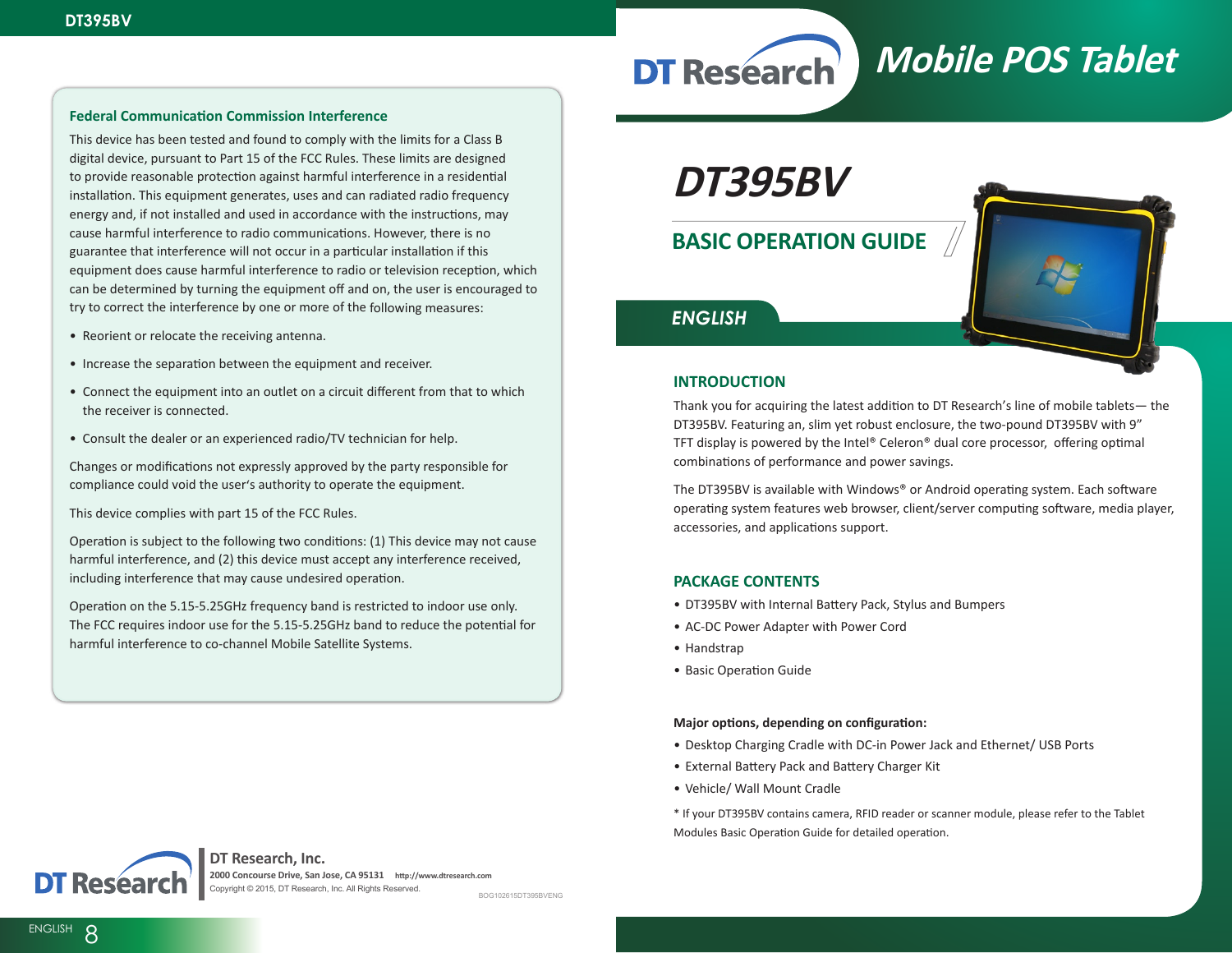## Federal Communication Commission Interference

This device has been tested and found to comply with the limits for a Class B digital device, pursuant to Part 15 of the FCC Rules. These limits are designed to provide reasonable protection against harmful interference in a residential installation. This equipment generates, uses and can radiated radio frequency energy and, if not installed and used in accordance with the instructions, may cause harmful interference to radio communications. However, there is no guarantee that interference will not occur in a particular installation if this equipment does cause harmful interference to radio or television reception, which can be determined by turning the equipment off and on, the user is encouraged to try to correct the interference by one or more of the following measures:

- Reorient or relocate the receiving antenna.
- Increase the separation between the equipment and receiver.
- Connect the equipment into an outlet on a circuit different from that to which the receiver is connected.
- Consult the dealer or an experienced radio/TV technician for help.

Changes or modifications not expressly approved by the party responsible for compliance could void the user's authority to operate the equipment.

This device complies with part 15 of the FCC Rules.

Operation is subject to the following two conditions: (1) This device may not cause harmful interference, and (2) this device must accept any interference received, including interference that may cause undesired operation.

Operation on the 5.15-5.25GHz frequency band is restricted to indoor use only. The FCC requires indoor use for the 5.15-5.25GHz band to reduce the potential for harmful interference to co-channel Mobile Satellite Systems.

DT Research

**DT Research, Inc.**

**2000 Concourse Drive, San Jose, CA 95131** http://www.dtresearch.com

Copyright © 2015, DT Research, Inc. All Rights Reserved.

BOG102615DT395BVENG

DT Research

# Mobile POS Tablet

# *DT395BV*

## BASIC OPERATION GUIDE

*ENGLISH*

## INTRODUCTION

Thank you for acquiring the latest addition to DT Research's line of mobile tablets— the DT395BV. Featuring an, slim yet robust enclosure, the two-pound DT395BV with 9" TFT display is powered by the Intel® Celeron® dual core processor, offering optimal combinations of performance and power savings.

The DT395BV is available with Windows® or Android operating system. Each software operating system features web browser, client/server computing software, media player, accessories, and applications support.

## PACKAGE CONTENTS

- DT395BV with Internal Battery Pack, Stylus and Bumpers
- AC-DC Power Adapter with Power Cord
- Handstrap
- Basic Operation Guide

**Major options, depending on configuration:**

- Desktop Charging Cradle with DC-in Power Jack and Ethernet/ USB Ports
- External Battery Pack and Battery Charger Kit
- Vehicle/ Wall Mount Cradle

\* If your DT395BV contains camera, RFID reader or scanner module, please refer to the Tablet Modules Basic Operation Guide for detailed operation.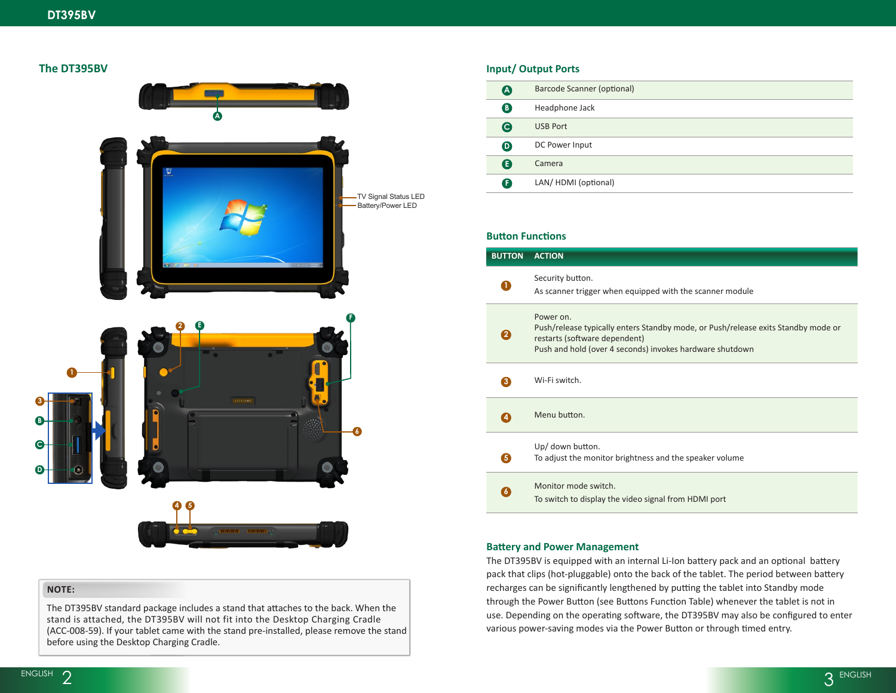## The DT395BV

TV Signal Status LED
Battery/Power LED

**NOTE:**

The DT395BV standard package includes a stand that attaches to the back. When the stand is attached, the DT395BV will not fit into the Desktop Charging Cradle (ACC-008-59). If your tablet came with the stand pre-installed, please remove the stand before using the Desktop Charging Cradle.

## Input/ Output Ports

| | |
|---|---|
| A | Barcode Scanner (optional) |
| B | Headphone Jack |
| C | USB Port |
| D | DC Power Input |
| E | Camera |
| F | LAN/ HDMI (optional) |

## Button Functions

| BUTTON | ACTION |
|---|---|
| 1 | Security button.<br>As scanner trigger when equipped with the scanner module |
| 2 | Power on.<br>Push/release typically enters Standby mode, or Push/release exits Standby mode or restarts (software dependent)<br>Push and hold (over 4 seconds) invokes hardware shutdown |
| 3 | Wi-Fi switch. |
| 4 | Menu button. |
| 5 | Up/ down button.<br>To adjust the monitor brightness and the speaker volume |
| 6 | Monitor mode switch.<br>To switch to display the video signal from HDMI port |

## Battery and Power Management

The DT395BV is equipped with an internal Li-Ion battery pack and an optional battery pack that clips (hot-pluggable) onto the back of the tablet. The period between battery recharges can be significantly lengthened by putting the tablet into Standby mode through the Power Button (see Buttons Function Table) whenever the tablet is not in use. Depending on the operating software, the DT395BV may also be configured to enter various power-saving modes via the Power Button or through timed entry.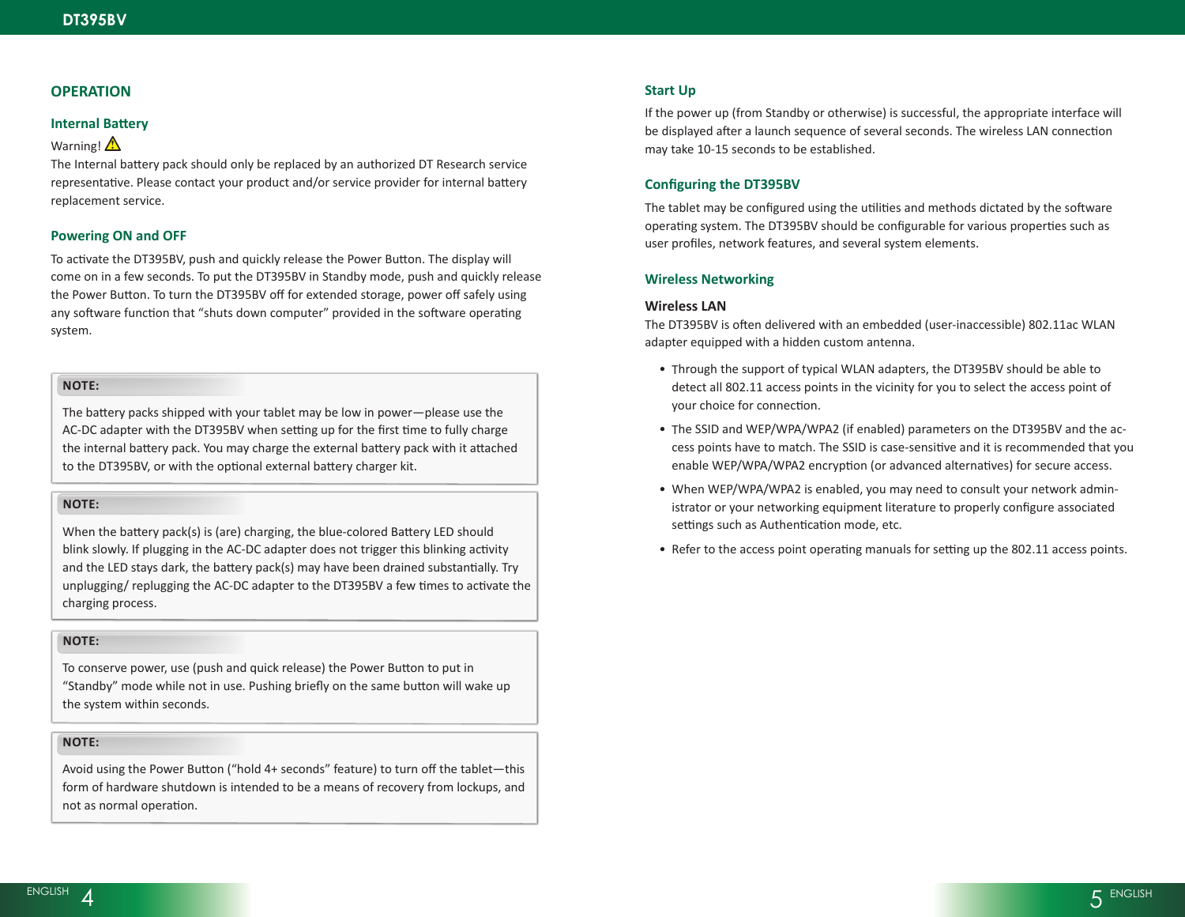# OPERATION

## Internal Battery

Warning! ⚠

The Internal battery pack should only be replaced by an authorized DT Research service representative. Please contact your product and/or service provider for internal battery replacement service.

## Powering ON and OFF

To activate the DT395BV, push and quickly release the Power Button. The display will come on in a few seconds. To put the DT395BV in Standby mode, push and quickly release the Power Button. To turn the DT395BV off for extended storage, power off safely using any software function that "shuts down computer" provided in the software operating system.

> **NOTE:**
>
> The battery packs shipped with your tablet may be low in power—please use the AC-DC adapter with the DT395BV when setting up for the first time to fully charge the internal battery pack. You may charge the external battery pack with it attached to the DT395BV, or with the optional external battery charger kit.

> **NOTE:**
>
> When the battery pack(s) is (are) charging, the blue-colored Battery LED should blink slowly. If plugging in the AC-DC adapter does not trigger this blinking activity and the LED stays dark, the battery pack(s) may have been drained substantially. Try unplugging/ replugging the AC-DC adapter to the DT395BV a few times to activate the charging process.

> **NOTE:**
>
> To conserve power, use (push and quick release) the Power Button to put in "Standby" mode while not in use. Pushing briefly on the same button will wake up the system within seconds.

> **NOTE:**
>
> Avoid using the Power Button ("hold 4+ seconds" feature) to turn off the tablet—this form of hardware shutdown is intended to be a means of recovery from lockups, and not as normal operation.

## Start Up

If the power up (from Standby or otherwise) is successful, the appropriate interface will be displayed after a launch sequence of several seconds. The wireless LAN connection may take 10-15 seconds to be established.

## Configuring the DT395BV

The tablet may be configured using the utilities and methods dictated by the software operating system. The DT395BV should be configurable for various properties such as user profiles, network features, and several system elements.

## Wireless Networking

### Wireless LAN

The DT395BV is often delivered with an embedded (user-inaccessible) 802.11ac WLAN adapter equipped with a hidden custom antenna.

- Through the support of typical WLAN adapters, the DT395BV should be able to detect all 802.11 access points in the vicinity for you to select the access point of your choice for connection.
- The SSID and WEP/WPA/WPA2 (if enabled) parameters on the DT395BV and the access points have to match. The SSID is case-sensitive and it is recommended that you enable WEP/WPA/WPA2 encryption (or advanced alternatives) for secure access.
- When WEP/WPA/WPA2 is enabled, you may need to consult your network administrator or your networking equipment literature to properly configure associated settings such as Authentication mode, etc.
- Refer to the access point operating manuals for setting up the 802.11 access points.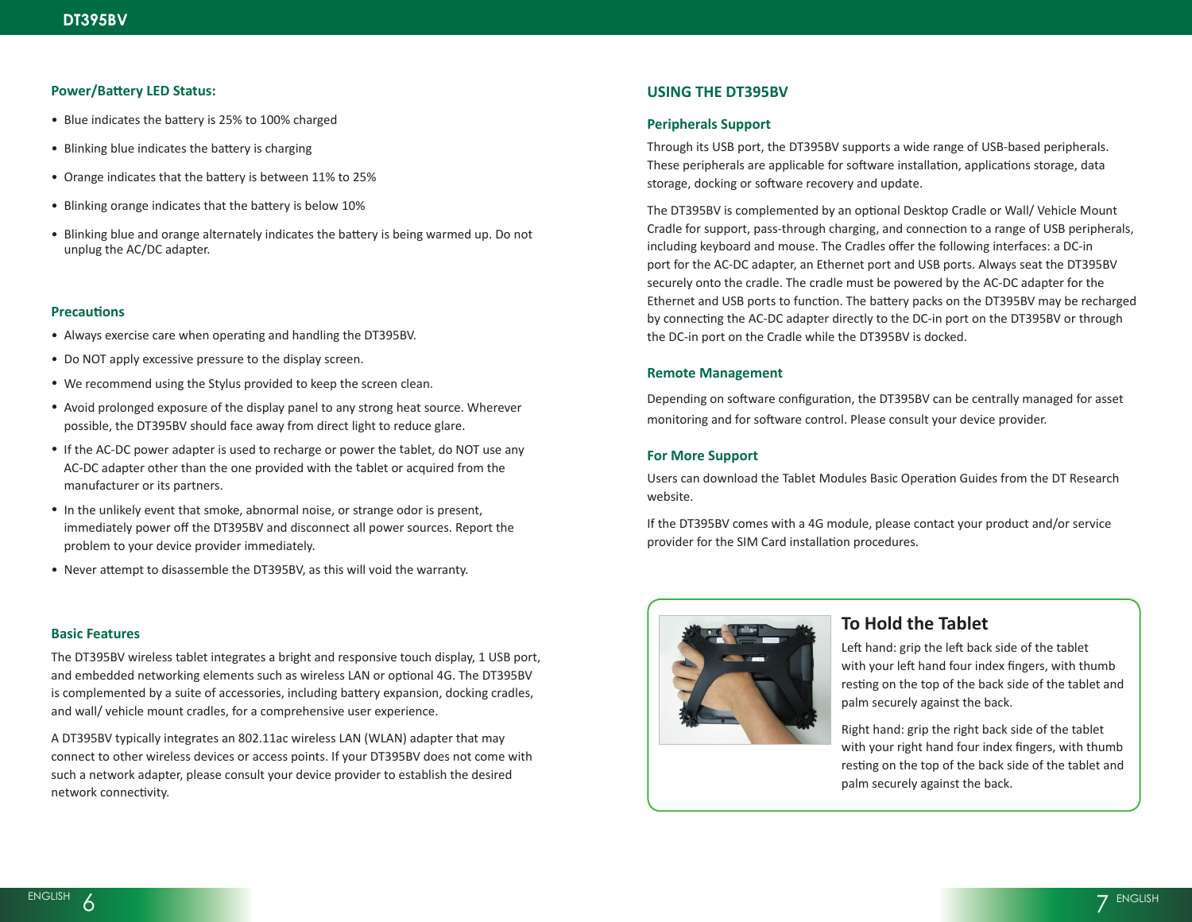### Power/Battery LED Status:

- Blue indicates the battery is 25% to 100% charged
- Blinking blue indicates the battery is charging
- Orange indicates that the battery is between 11% to 25%
- Blinking orange indicates that the battery is below 10%
- Blinking blue and orange alternately indicates the battery is being warmed up. Do not unplug the AC/DC adapter.

### Precautions

- Always exercise care when operating and handling the DT395BV.
- Do NOT apply excessive pressure to the display screen.
- We recommend using the Stylus provided to keep the screen clean.
- Avoid prolonged exposure of the display panel to any strong heat source. Wherever possible, the DT395BV should face away from direct light to reduce glare.
- If the AC-DC power adapter is used to recharge or power the tablet, do NOT use any AC-DC adapter other than the one provided with the tablet or acquired from the manufacturer or its partners.
- In the unlikely event that smoke, abnormal noise, or strange odor is present, immediately power off the DT395BV and disconnect all power sources. Report the problem to your device provider immediately.
- Never attempt to disassemble the DT395BV, as this will void the warranty.

### Basic Features

The DT395BV wireless tablet integrates a bright and responsive touch display, 1 USB port, and embedded networking elements such as wireless LAN or optional 4G. The DT395BV is complemented by a suite of accessories, including battery expansion, docking cradles, and wall/ vehicle mount cradles, for a comprehensive user experience.

A DT395BV typically integrates an 802.11ac wireless LAN (WLAN) adapter that may connect to other wireless devices or access points. If your DT395BV does not come with such a network adapter, please consult your device provider to establish the desired network connectivity.

## USING THE DT395BV

### Peripherals Support

Through its USB port, the DT395BV supports a wide range of USB-based peripherals. These peripherals are applicable for software installation, applications storage, data storage, docking or software recovery and update.

The DT395BV is complemented by an optional Desktop Cradle or Wall/ Vehicle Mount Cradle for support, pass-through charging, and connection to a range of USB peripherals, including keyboard and mouse. The Cradles offer the following interfaces: a DC-in port for the AC-DC adapter, an Ethernet port and USB ports. Always seat the DT395BV securely onto the cradle. The cradle must be powered by the AC-DC adapter for the Ethernet and USB ports to function. The battery packs on the DT395BV may be recharged by connecting the AC-DC adapter directly to the DC-in port on the DT395BV or through the DC-in port on the Cradle while the DT395BV is docked.

### Remote Management

Depending on software configuration, the DT395BV can be centrally managed for asset monitoring and for software control. Please consult your device provider.

### For More Support

Users can download the Tablet Modules Basic Operation Guides from the DT Research website.

If the DT395BV comes with a 4G module, please contact your product and/or service provider for the SIM Card installation procedures.

### To Hold the Tablet

Left hand: grip the left back side of the tablet with your left hand four index fingers, with thumb resting on the top of the back side of the tablet and palm securely against the back.

Right hand: grip the right back side of the tablet with your right hand four index fingers, with thumb resting on the top of the back side of the tablet and palm securely against the back.